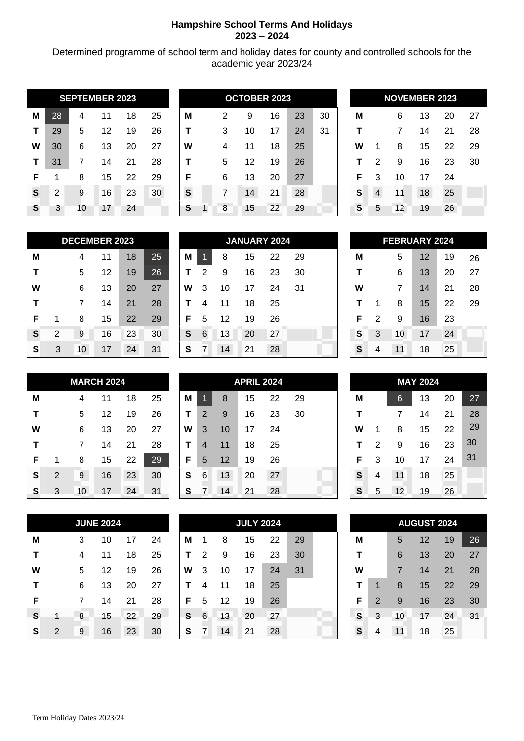# Hampshire School Terms And Holidays
## 2023 – 2024

Determined programme of school term and holiday dates for county and controlled schools for the academic year 2023/24

| SEPTEMBER 2023 | | | | | |
|---|---|---|---|---|---|
| M | 28 | 4 | 11 | 18 | 25 |
| T | 29 | 5 | 12 | 19 | 26 |
| W | 30 | 6 | 13 | 20 | 27 |
| T | 31 | 7 | 14 | 21 | 28 |
| F | 1 | 8 | 15 | 22 | 29 |
| S | 2 | 9 | 16 | 23 | 30 |
| S | 3 | 10 | 17 | 24 | |

| OCTOBER 2023 | | | | | | |
|---|---|---|---|---|---|---|
| M | | 2 | 9 | 16 | 23 | 30 |
| T | | 3 | 10 | 17 | 24 | 31 |
| W | | 4 | 11 | 18 | 25 | |
| T | | 5 | 12 | 19 | 26 | |
| F | | 6 | 13 | 20 | 27 | |
| S | | 7 | 14 | 21 | 28 | |
| S | 1 | 8 | 15 | 22 | 29 | |

| NOVEMBER 2023 | | | | | |
|---|---|---|---|---|---|
| M | | 6 | 13 | 20 | 27 |
| T | | 7 | 14 | 21 | 28 |
| W | 1 | 8 | 15 | 22 | 29 |
| T | 2 | 9 | 16 | 23 | 30 |
| F | 3 | 10 | 17 | 24 | |
| S | 4 | 11 | 18 | 25 | |
| S | 5 | 12 | 19 | 26 | |

| DECEMBER 2023 | | | | | |
|---|---|---|---|---|---|
| M | | 4 | 11 | 18 | 25 |
| T | | 5 | 12 | 19 | 26 |
| W | | 6 | 13 | 20 | 27 |
| T | | 7 | 14 | 21 | 28 |
| F | 1 | 8 | 15 | 22 | 29 |
| S | 2 | 9 | 16 | 23 | 30 |
| S | 3 | 10 | 17 | 24 | 31 |

| JANUARY 2024 | | | | | |
|---|---|---|---|---|---|
| M | 1 | 8 | 15 | 22 | 29 |
| T | 2 | 9 | 16 | 23 | 30 |
| W | 3 | 10 | 17 | 24 | 31 |
| T | 4 | 11 | 18 | 25 | |
| F | 5 | 12 | 19 | 26 | |
| S | 6 | 13 | 20 | 27 | |
| S | 7 | 14 | 21 | 28 | |

| FEBRUARY 2024 | | | | | |
|---|---|---|---|---|---|
| M | | 5 | 12 | 19 | 26 |
| T | | 6 | 13 | 20 | 27 |
| W | | 7 | 14 | 21 | 28 |
| T | 1 | 8 | 15 | 22 | 29 |
| F | 2 | 9 | 16 | 23 | |
| S | 3 | 10 | 17 | 24 | |
| S | 4 | 11 | 18 | 25 | |

| MARCH 2024 | | | | | |
|---|---|---|---|---|---|
| M | | 4 | 11 | 18 | 25 |
| T | | 5 | 12 | 19 | 26 |
| W | | 6 | 13 | 20 | 27 |
| T | | 7 | 14 | 21 | 28 |
| F | 1 | 8 | 15 | 22 | 29 |
| S | 2 | 9 | 16 | 23 | 30 |
| S | 3 | 10 | 17 | 24 | 31 |

| APRIL 2024 | | | | | |
|---|---|---|---|---|---|
| M | 1 | 8 | 15 | 22 | 29 |
| T | 2 | 9 | 16 | 23 | 30 |
| W | 3 | 10 | 17 | 24 | |
| T | 4 | 11 | 18 | 25 | |
| F | 5 | 12 | 19 | 26 | |
| S | 6 | 13 | 20 | 27 | |
| S | 7 | 14 | 21 | 28 | |

| MAY 2024 | | | | | |
|---|---|---|---|---|---|
| M | | 6 | 13 | 20 | 27 |
| T | | 7 | 14 | 21 | 28 |
| W | 1 | 8 | 15 | 22 | 29 |
| T | 2 | 9 | 16 | 23 | 30 |
| F | 3 | 10 | 17 | 24 | 31 |
| S | 4 | 11 | 18 | 25 | |
| S | 5 | 12 | 19 | 26 | |

| JUNE 2024 | | | | | |
|---|---|---|---|---|---|
| M | | 3 | 10 | 17 | 24 |
| T | | 4 | 11 | 18 | 25 |
| W | | 5 | 12 | 19 | 26 |
| T | | 6 | 13 | 20 | 27 |
| F | | 7 | 14 | 21 | 28 |
| S | 1 | 8 | 15 | 22 | 29 |
| S | 2 | 9 | 16 | 23 | 30 |

| JULY 2024 | | | | | |
|---|---|---|---|---|---|
| M | 1 | 8 | 15 | 22 | 29 |
| T | 2 | 9 | 16 | 23 | 30 |
| W | 3 | 10 | 17 | 24 | 31 |
| T | 4 | 11 | 18 | 25 | |
| F | 5 | 12 | 19 | 26 | |
| S | 6 | 13 | 20 | 27 | |
| S | 7 | 14 | 21 | 28 | |

| AUGUST 2024 | | | | | |
|---|---|---|---|---|---|
| M | | 5 | 12 | 19 | 26 |
| T | | 6 | 13 | 20 | 27 |
| W | | 7 | 14 | 21 | 28 |
| T | 1 | 8 | 15 | 22 | 29 |
| F | 2 | 9 | 16 | 23 | 30 |
| S | 3 | 10 | 17 | 24 | 31 |
| S | 4 | 11 | 18 | 25 | |

Term Holiday Dates 2023/24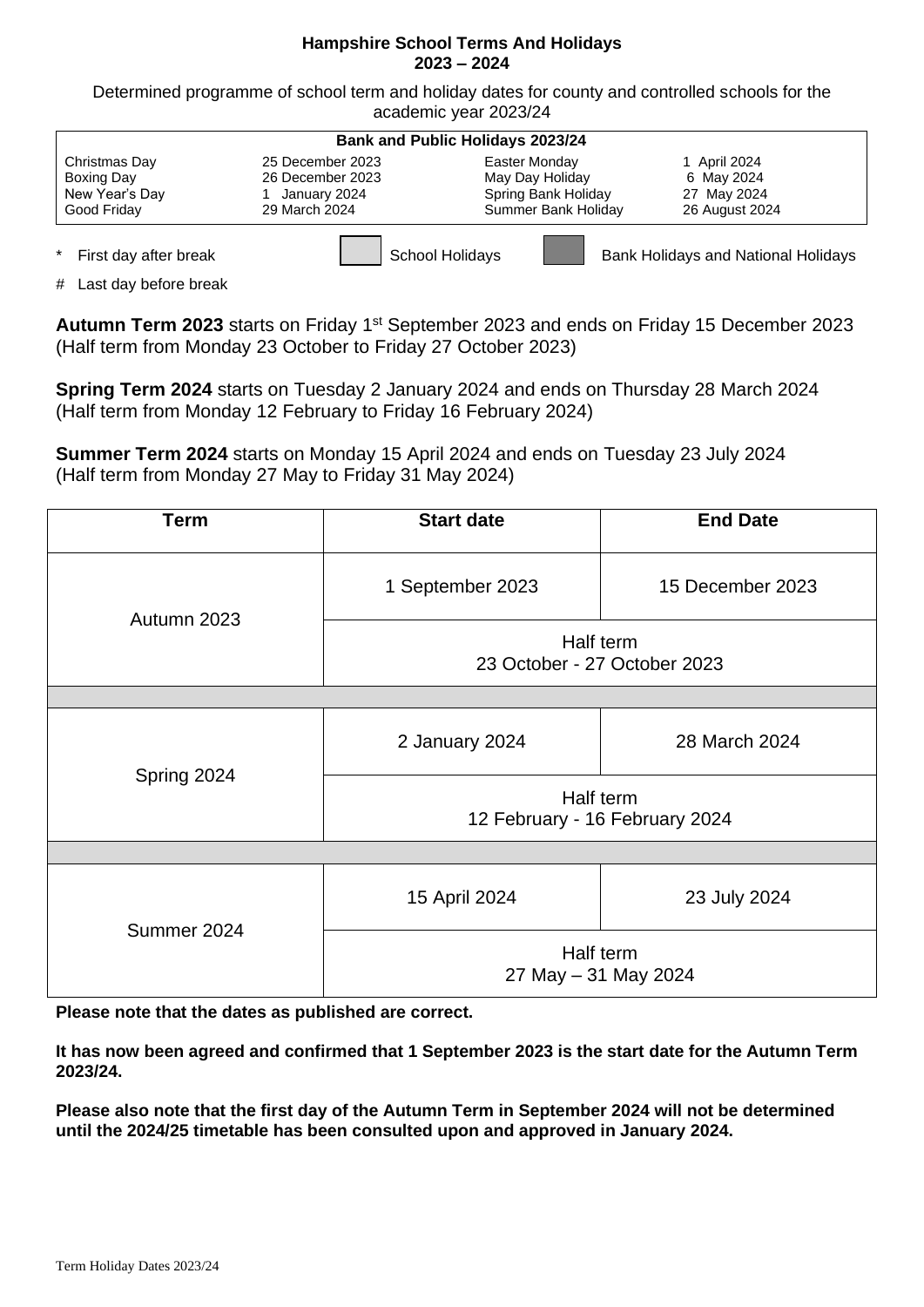**Hampshire School Terms And Holidays**
**2023 – 2024**

Determined programme of school term and holiday dates for county and controlled schools for the academic year 2023/24

| Bank and Public Holidays 2023/24 | | | |
|---|---|---|---|
| Christmas Day | 25 December 2023 | Easter Monday | 1 April 2024 |
| Boxing Day | 26 December 2023 | May Day Holiday | 6 May 2024 |
| New Year's Day | 1 January 2024 | Spring Bank Holiday | 27 May 2024 |
| Good Friday | 29 March 2024 | Summer Bank Holiday | 26 August 2024 |

* First day after break

School Holidays

Bank Holidays and National Holidays

# Last day before break

**Autumn Term 2023** starts on Friday 1st September 2023 and ends on Friday 15 December 2023 (Half term from Monday 23 October to Friday 27 October 2023)

**Spring Term 2024** starts on Tuesday 2 January 2024 and ends on Thursday 28 March 2024 (Half term from Monday 12 February to Friday 16 February 2024)

**Summer Term 2024** starts on Monday 15 April 2024 and ends on Tuesday 23 July 2024 (Half term from Monday 27 May to Friday 31 May 2024)

| Term | Start date | End Date |
|---|---|---|
| Autumn 2023 | 1 September 2023 | 15 December 2023 |
| | Half term<br>23 October - 27 October 2023 | |
| | | |
| Spring 2024 | 2 January 2024 | 28 March 2024 |
| | Half term<br>12 February - 16 February 2024 | |
| | | |
| Summer 2024 | 15 April 2024 | 23 July 2024 |
| | Half term<br>27 May – 31 May 2024 | |

**Please note that the dates as published are correct.**

**It has now been agreed and confirmed that 1 September 2023 is the start date for the Autumn Term 2023/24.**

**Please also note that the first day of the Autumn Term in September 2024 will not be determined until the 2024/25 timetable has been consulted upon and approved in January 2024.**